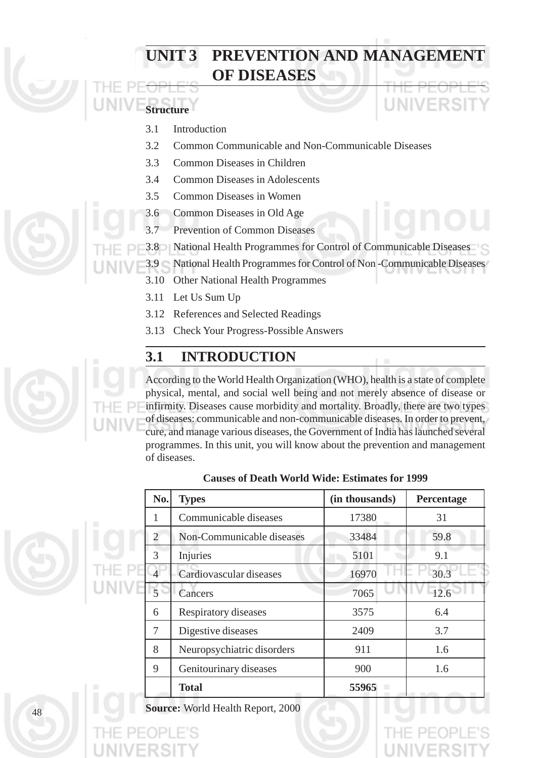# UNIT 3 PREVENTION AND MANAGEMENT OF DISEASES

**Structure**

3.1 Introduction

3.2 Common Communicable and Non-Communicable Diseases

3.3 Common Diseases in Children

3.4 Common Diseases in Adolescents

3.5 Common Diseases in Women

3.6 Common Diseases in Old Age

3.7 Prevention of Common Diseases

3.8 National Health Programmes for Control of Communicable Diseases

3.9 National Health Programmes for Control of Non -Communicable Diseases

3.10 Other National Health Programmes

3.11 Let Us Sum Up

3.12 References and Selected Readings

3.13 Check Your Progress-Possible Answers

## 3.1 INTRODUCTION

According to the World Health Organization (WHO), health is a state of complete physical, mental, and social well being and not merely absence of disease or infirmity. Diseases cause morbidity and mortality. Broadly, there are two types of diseases: communicable and non-communicable diseases. In order to prevent, cure, and manage various diseases, the Government of India has launched several programmes. In this unit, you will know about the prevention and management of diseases.

**Causes of Death World Wide: Estimates for 1999**

| No. | Types | (in thousands) | Percentage |
|---|---|---|---|
| 1 | Communicable diseases | 17380 | 31 |
| 2 | Non-Communicable diseases | 33484 | 59.8 |
| 3 | Injuries | 5101 | 9.1 |
| 4 | Cardiovascular diseases | 16970 | 30.3 |
| 5 | Cancers | 7065 | 12.6 |
| 6 | Respiratory diseases | 3575 | 6.4 |
| 7 | Digestive diseases | 2409 | 3.7 |
| 8 | Neuropsychiatric disorders | 911 | 1.6 |
| 9 | Genitourinary diseases | 900 | 1.6 |
| | **Total** | **55965** | |

**Source:** World Health Report, 2000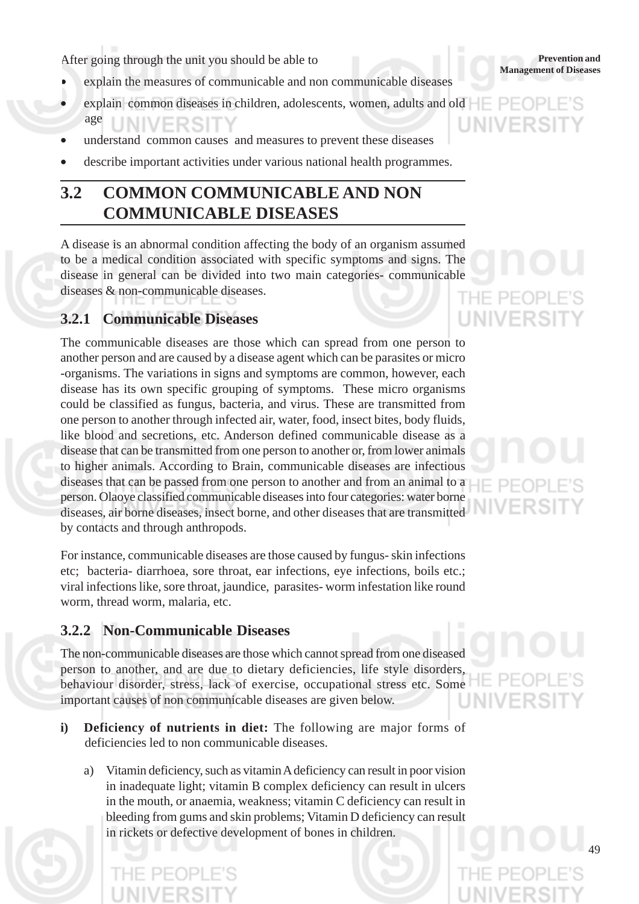After going through the unit you should be able to

- explain the measures of communicable and non communicable diseases
- explain common diseases in children, adolescents, women, adults and old age
- understand common causes and measures to prevent these diseases
- describe important activities under various national health programmes.

## 3.2 COMMON COMMUNICABLE AND NON COMMUNICABLE DISEASES

A disease is an abnormal condition affecting the body of an organism assumed to be a medical condition associated with specific symptoms and signs. The disease in general can be divided into two main categories- communicable diseases & non-communicable diseases.

### 3.2.1 Communicable Diseases

The communicable diseases are those which can spread from one person to another person and are caused by a disease agent which can be parasites or micro -organisms. The variations in signs and symptoms are common, however, each disease has its own specific grouping of symptoms. These micro organisms could be classified as fungus, bacteria, and virus. These are transmitted from one person to another through infected air, water, food, insect bites, body fluids, like blood and secretions, etc. Anderson defined communicable disease as a disease that can be transmitted from one person to another or, from lower animals to higher animals. According to Brain, communicable diseases are infectious diseases that can be passed from one person to another and from an animal to a person. Olaoye classified communicable diseases into four categories: water borne diseases, air borne diseases, insect borne, and other diseases that are transmitted by contacts and through anthropods.

For instance, communicable diseases are those caused by fungus- skin infections etc; bacteria- diarrhoea, sore throat, ear infections, eye infections, boils etc.; viral infections like, sore throat, jaundice, parasites- worm infestation like round worm, thread worm, malaria, etc.

### 3.2.2 Non-Communicable Diseases

The non-communicable diseases are those which cannot spread from one diseased person to another, and are due to dietary deficiencies, life style disorders, behaviour disorder, stress, lack of exercise, occupational stress etc. Some important causes of non communicable diseases are given below.

i) **Deficiency of nutrients in diet:** The following are major forms of deficiencies led to non communicable diseases.

   a) Vitamin deficiency, such as vitamin A deficiency can result in poor vision in inadequate light; vitamin B complex deficiency can result in ulcers in the mouth, or anaemia, weakness; vitamin C deficiency can result in bleeding from gums and skin problems; Vitamin D deficiency can result in rickets or defective development of bones in children.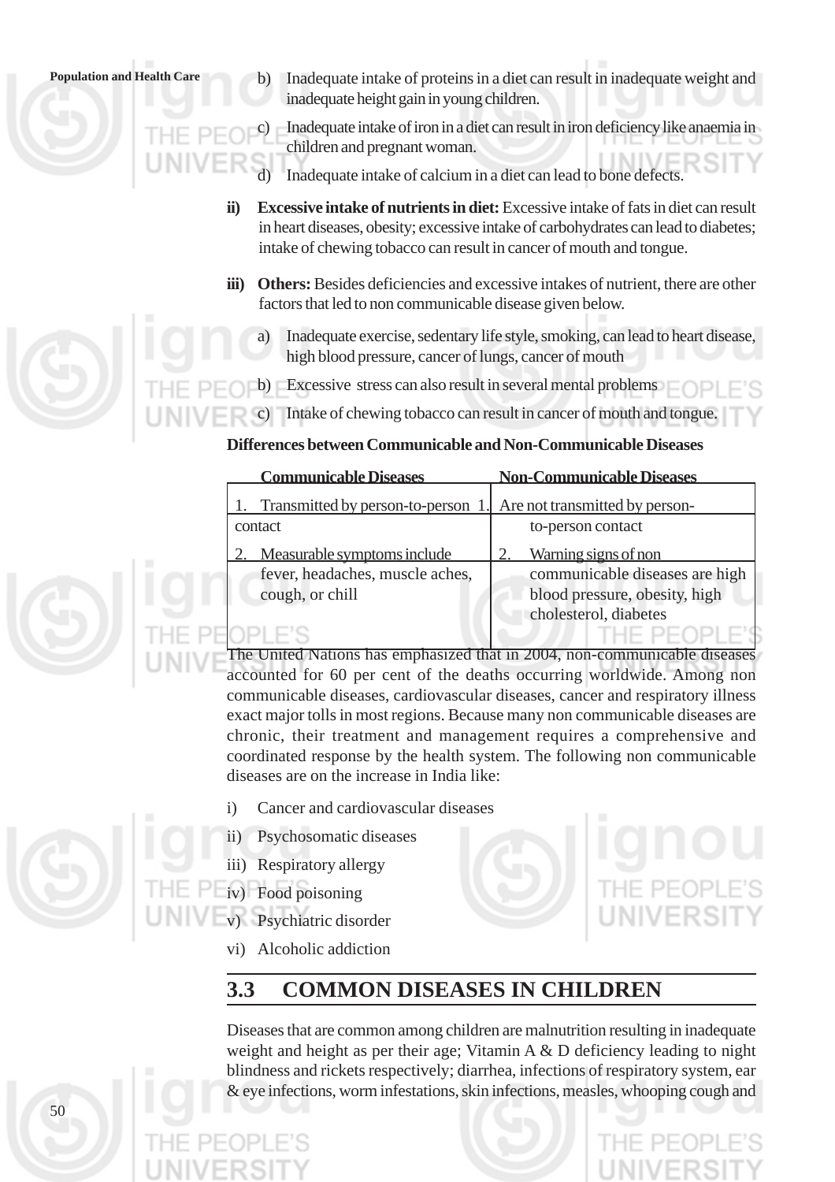b) Inadequate intake of proteins in a diet can result in inadequate weight and inadequate height gain in young children.

c) Inadequate intake of iron in a diet can result in iron deficiency like anaemia in children and pregnant woman.

d) Inadequate intake of calcium in a diet can lead to bone defects.

**ii) Excessive intake of nutrients in diet:** Excessive intake of fats in diet can result in heart diseases, obesity; excessive intake of carbohydrates can lead to diabetes; intake of chewing tobacco can result in cancer of mouth and tongue.

**iii) Others:** Besides deficiencies and excessive intakes of nutrient, there are other factors that led to non communicable disease given below.

a) Inadequate exercise, sedentary life style, smoking, can lead to heart disease, high blood pressure, cancer of lungs, cancer of mouth

b) Excessive stress can also result in several mental problems

c) Intake of chewing tobacco can result in cancer of mouth and tongue.

**Differences between Communicable and Non-Communicable Diseases**

| Communicable Diseases | Non-Communicable Diseases |
|---|---|
| 1. Transmitted by person-to-person contact | 1. Are not transmitted by person-to-person contact |
| 2. Measurable symptoms include fever, headaches, muscle aches, cough, or chill | 2. Warning signs of non communicable diseases are high blood pressure, obesity, high cholesterol, diabetes |

The United Nations has emphasized that in 2004, non-communicable diseases accounted for 60 per cent of the deaths occurring worldwide. Among non communicable diseases, cardiovascular diseases, cancer and respiratory illness exact major tolls in most regions. Because many non communicable diseases are chronic, their treatment and management requires a comprehensive and coordinated response by the health system. The following non communicable diseases are on the increase in India like:

i) Cancer and cardiovascular diseases

ii) Psychosomatic diseases

iii) Respiratory allergy

iv) Food poisoning

v) Psychiatric disorder

vi) Alcoholic addiction

## 3.3 COMMON DISEASES IN CHILDREN

Diseases that are common among children are malnutrition resulting in inadequate weight and height as per their age; Vitamin A & D deficiency leading to night blindness and rickets respectively; diarrhea, infections of respiratory system, ear & eye infections, worm infestations, skin infections, measles, whooping cough and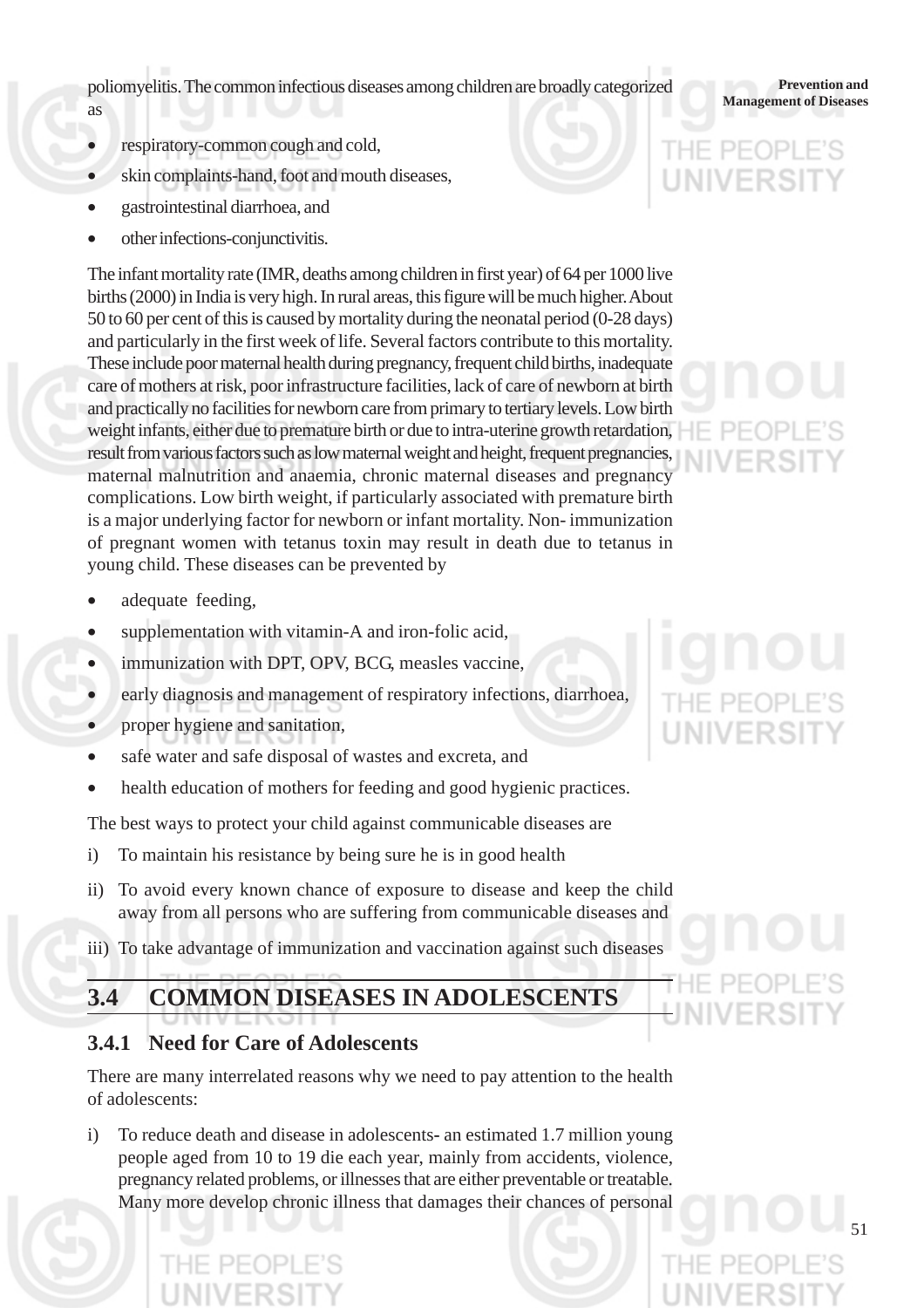poliomyelitis. The common infectious diseases among children are broadly categorized as

- respiratory-common cough and cold,
- skin complaints-hand, foot and mouth diseases,
- gastrointestinal diarrhoea, and
- other infections-conjunctivitis.

The infant mortality rate (IMR, deaths among children in first year) of 64 per 1000 live births (2000) in India is very high. In rural areas, this figure will be much higher. About 50 to 60 per cent of this is caused by mortality during the neonatal period (0-28 days) and particularly in the first week of life. Several factors contribute to this mortality. These include poor maternal health during pregnancy, frequent child births, inadequate care of mothers at risk, poor infrastructure facilities, lack of care of newborn at birth and practically no facilities for newborn care from primary to tertiary levels. Low birth weight infants, either due to premature birth or due to intra-uterine growth retardation, result from various factors such as low maternal weight and height, frequent pregnancies, maternal malnutrition and anaemia, chronic maternal diseases and pregnancy complications. Low birth weight, if particularly associated with premature birth is a major underlying factor for newborn or infant mortality. Non- immunization of pregnant women with tetanus toxin may result in death due to tetanus in young child. These diseases can be prevented by

- adequate feeding,
- supplementation with vitamin-A and iron-folic acid,
- immunization with DPT, OPV, BCG, measles vaccine,
- early diagnosis and management of respiratory infections, diarrhoea,
- proper hygiene and sanitation,
- safe water and safe disposal of wastes and excreta, and
- health education of mothers for feeding and good hygienic practices.

The best ways to protect your child against communicable diseases are

i) To maintain his resistance by being sure he is in good health

ii) To avoid every known chance of exposure to disease and keep the child away from all persons who are suffering from communicable diseases and

iii) To take advantage of immunization and vaccination against such diseases

## 3.4 COMMON DISEASES IN ADOLESCENTS

### 3.4.1 Need for Care of Adolescents

There are many interrelated reasons why we need to pay attention to the health of adolescents:

i) To reduce death and disease in adolescents- an estimated 1.7 million young people aged from 10 to 19 die each year, mainly from accidents, violence, pregnancy related problems, or illnesses that are either preventable or treatable. Many more develop chronic illness that damages their chances of personal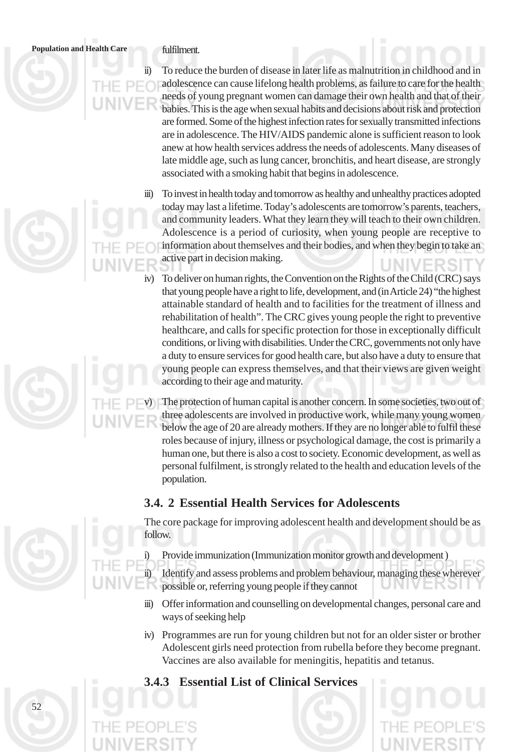fulfilment.

ii) To reduce the burden of disease in later life as malnutrition in childhood and in adolescence can cause lifelong health problems, as failure to care for the health needs of young pregnant women can damage their own health and that of their babies. This is the age when sexual habits and decisions about risk and protection are formed. Some of the highest infection rates for sexually transmitted infections are in adolescence. The HIV/AIDS pandemic alone is sufficient reason to look anew at how health services address the needs of adolescents. Many diseases of late middle age, such as lung cancer, bronchitis, and heart disease, are strongly associated with a smoking habit that begins in adolescence.

iii) To invest in health today and tomorrow as healthy and unhealthy practices adopted today may last a lifetime. Today's adolescents are tomorrow's parents, teachers, and community leaders. What they learn they will teach to their own children. Adolescence is a period of curiosity, when young people are receptive to information about themselves and their bodies, and when they begin to take an active part in decision making.

iv) To deliver on human rights, the Convention on the Rights of the Child (CRC) says that young people have a right to life, development, and (in Article 24) "the highest attainable standard of health and to facilities for the treatment of illness and rehabilitation of health". The CRC gives young people the right to preventive healthcare, and calls for specific protection for those in exceptionally difficult conditions, or living with disabilities. Under the CRC, governments not only have a duty to ensure services for good health care, but also have a duty to ensure that young people can express themselves, and that their views are given weight according to their age and maturity.

v) The protection of human capital is another concern. In some societies, two out of three adolescents are involved in productive work, while many young women below the age of 20 are already mothers. If they are no longer able to fulfil these roles because of injury, illness or psychological damage, the cost is primarily a human one, but there is also a cost to society. Economic development, as well as personal fulfilment, is strongly related to the health and education levels of the population.

### 3.4. 2 Essential Health Services for Adolescents

The core package for improving adolescent health and development should be as follow.

i) Provide immunization (Immunization monitor growth and development )

ii) Identify and assess problems and problem behaviour, managing these wherever possible or, referring young people if they cannot

iii) Offer information and counselling on developmental changes, personal care and ways of seeking help

iv) Programmes are run for young children but not for an older sister or brother Adolescent girls need protection from rubella before they become pregnant. Vaccines are also available for meningitis, hepatitis and tetanus.

### 3.4.3 Essential List of Clinical Services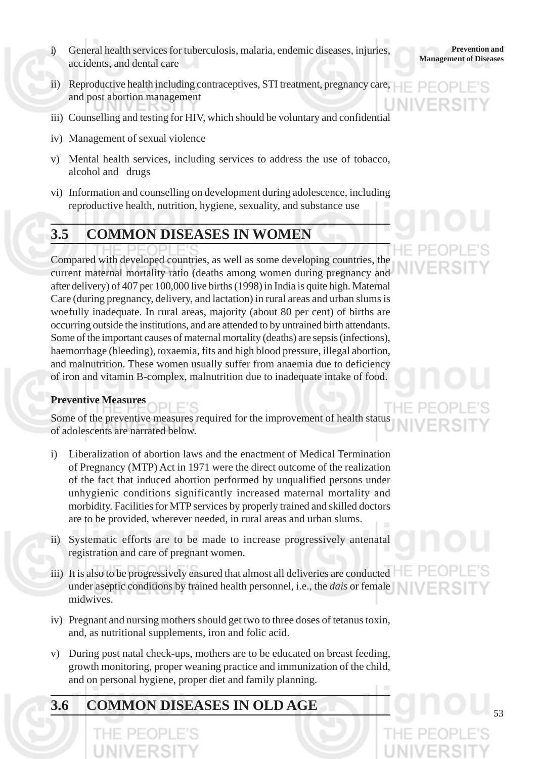i) General health services for tuberculosis, malaria, endemic diseases, injuries, accidents, and dental care

ii) Reproductive health including contraceptives, STI treatment, pregnancy care, and post abortion management

iii) Counselling and testing for HIV, which should be voluntary and confidential

iv) Management of sexual violence

v) Mental health services, including services to address the use of tobacco, alcohol and drugs

vi) Information and counselling on development during adolescence, including reproductive health, nutrition, hygiene, sexuality, and substance use

## 3.5 COMMON DISEASES IN WOMEN

Compared with developed countries, as well as some developing countries, the current maternal mortality ratio (deaths among women during pregnancy and after delivery) of 407 per 100,000 live births (1998) in India is quite high. Maternal Care (during pregnancy, delivery, and lactation) in rural areas and urban slums is woefully inadequate. In rural areas, majority (about 80 per cent) of births are occurring outside the institutions, and are attended to by untrained birth attendants. Some of the important causes of maternal mortality (deaths) are sepsis (infections), haemorrhage (bleeding), toxaemia, fits and high blood pressure, illegal abortion, and malnutrition. These women usually suffer from anaemia due to deficiency of iron and vitamin B-complex, malnutrition due to inadequate intake of food.

**Preventive Measures**

Some of the preventive measures required for the improvement of health status of adolescents are narrated below.

i) Liberalization of abortion laws and the enactment of Medical Termination of Pregnancy (MTP) Act in 1971 were the direct outcome of the realization of the fact that induced abortion performed by unqualified persons under unhygienic conditions significantly increased maternal mortality and morbidity. Facilities for MTP services by properly trained and skilled doctors are to be provided, wherever needed, in rural areas and urban slums.

ii) Systematic efforts are to be made to increase progressively antenatal registration and care of pregnant women.

iii) It is also to be progressively ensured that almost all deliveries are conducted under aseptic conditions by trained health personnel, i.e., the *dais* or female midwives.

iv) Pregnant and nursing mothers should get two to three doses of tetanus toxin, and, as nutritional supplements, iron and folic acid.

v) During post natal check-ups, mothers are to be educated on breast feeding, growth monitoring, proper weaning practice and immunization of the child, and on personal hygiene, proper diet and family planning.

## 3.6 COMMON DISEASES IN OLD AGE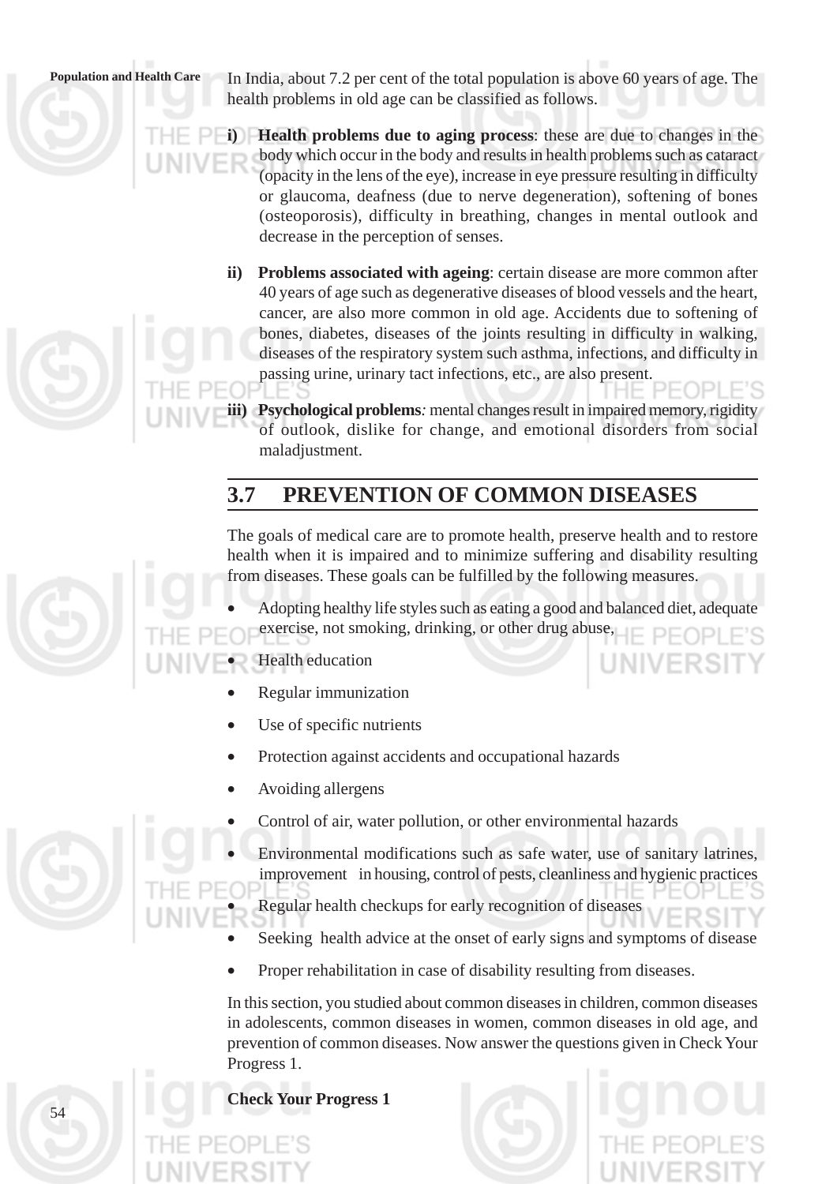In India, about 7.2 per cent of the total population is above 60 years of age. The health problems in old age can be classified as follows.

i) **Health problems due to aging process**: these are due to changes in the body which occur in the body and results in health problems such as cataract (opacity in the lens of the eye), increase in eye pressure resulting in difficulty or glaucoma, deafness (due to nerve degeneration), softening of bones (osteoporosis), difficulty in breathing, changes in mental outlook and decrease in the perception of senses.

ii) **Problems associated with ageing**: certain disease are more common after 40 years of age such as degenerative diseases of blood vessels and the heart, cancer, are also more common in old age. Accidents due to softening of bones, diabetes, diseases of the joints resulting in difficulty in walking, diseases of the respiratory system such asthma, infections, and difficulty in passing urine, urinary tact infections, etc., are also present.

iii) **Psychological problems**: mental changes result in impaired memory, rigidity of outlook, dislike for change, and emotional disorders from social maladjustment.

## 3.7 PREVENTION OF COMMON DISEASES

The goals of medical care are to promote health, preserve health and to restore health when it is impaired and to minimize suffering and disability resulting from diseases. These goals can be fulfilled by the following measures.

- Adopting healthy life styles such as eating a good and balanced diet, adequate exercise, not smoking, drinking, or other drug abuse,
- Health education
- Regular immunization
- Use of specific nutrients
- Protection against accidents and occupational hazards
- Avoiding allergens
- Control of air, water pollution, or other environmental hazards
- Environmental modifications such as safe water, use of sanitary latrines, improvement in housing, control of pests, cleanliness and hygienic practices
- Regular health checkups for early recognition of diseases
- Seeking health advice at the onset of early signs and symptoms of disease
- Proper rehabilitation in case of disability resulting from diseases.

In this section, you studied about common diseases in children, common diseases in adolescents, common diseases in women, common diseases in old age, and prevention of common diseases. Now answer the questions given in Check Your Progress 1.

**Check Your Progress 1**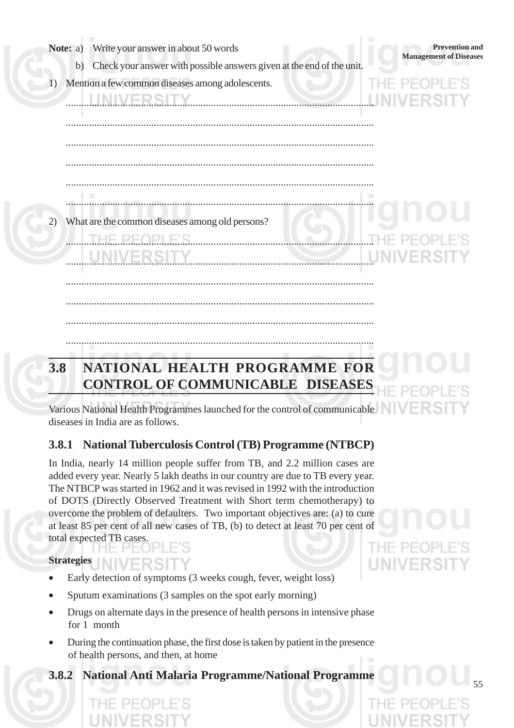**Note:** a) Write your answer in about 50 words

b) Check your answer with possible answers given at the end of the unit.

1) Mention a few common diseases among adolescents.

......................................................................................................................

......................................................................................................................

......................................................................................................................

......................................................................................................................

......................................................................................................................

......................................................................................................................

2) What are the common diseases among old persons?

......................................................................................................................

......................................................................................................................

......................................................................................................................

......................................................................................................................

......................................................................................................................

......................................................................................................................

## 3.8 NATIONAL HEALTH PROGRAMME FOR CONTROL OF COMMUNICABLE DISEASES

Various National Health Programmes launched for the control of communicable diseases in India are as follows.

### 3.8.1 National Tuberculosis Control (TB) Programme (NTBCP)

In India, nearly 14 million people suffer from TB, and 2.2 million cases are added every year. Nearly 5 lakh deaths in our country are due to TB every year. The NTBCP was started in 1962 and it was revised in 1992 with the introduction of DOTS (Directly Observed Treatment with Short term chemotherapy) to overcome the problem of defaulters. Two important objectives are: (a) to cure at least 85 per cent of all new cases of TB, (b) to detect at least 70 per cent of total expected TB cases.

**Strategies**

- Early detection of symptoms (3 weeks cough, fever, weight loss)
- Sputum examinations (3 samples on the spot early morning)
- Drugs on alternate days in the presence of health persons in intensive phase for 1 month
- During the continuation phase, the first dose is taken by patient in the presence of health persons, and then, at home

### 3.8.2 National Anti Malaria Programme/National Programme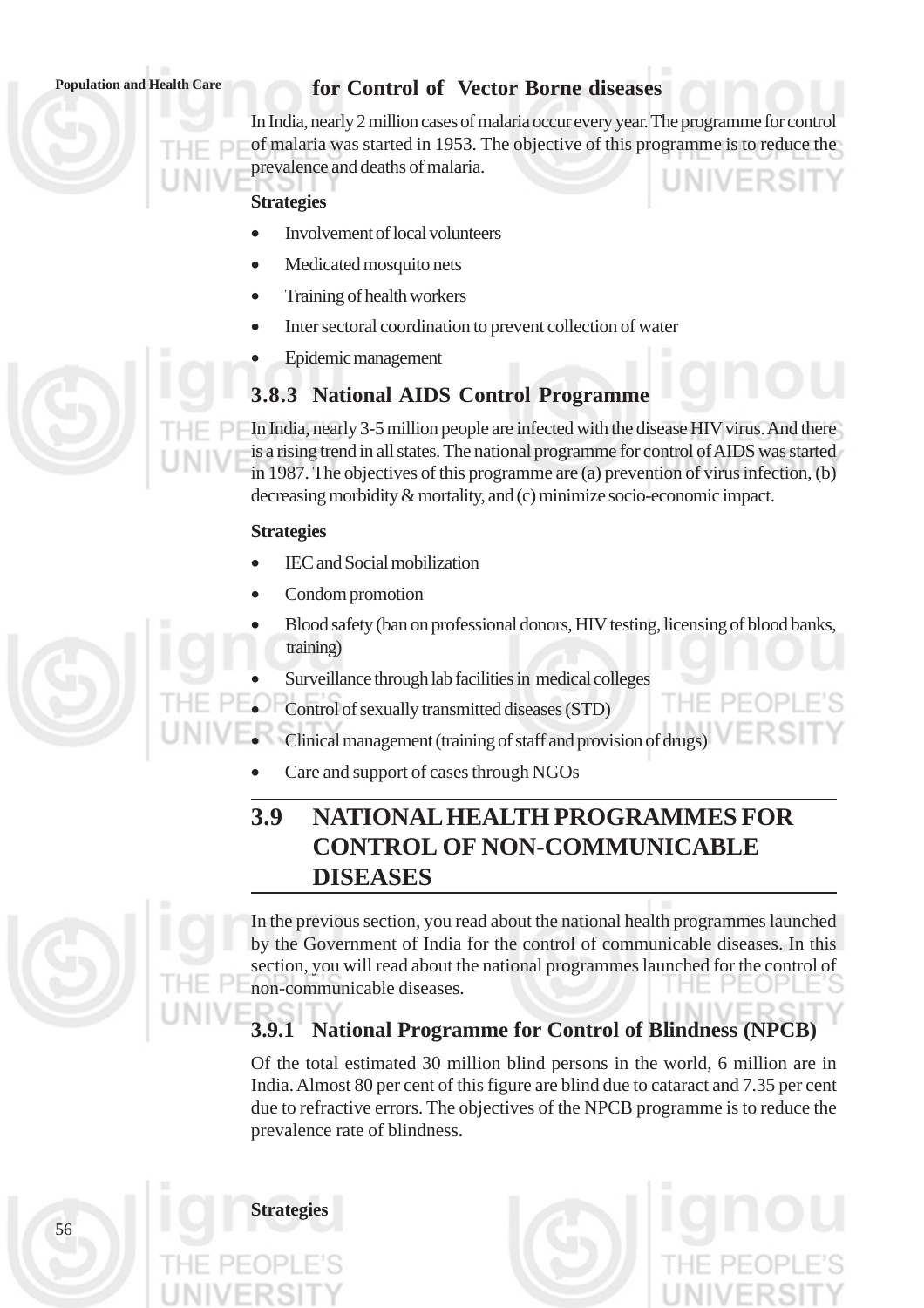### for Control of Vector Borne diseases

In India, nearly 2 million cases of malaria occur every year. The programme for control of malaria was started in 1953. The objective of this programme is to reduce the prevalence and deaths of malaria.

**Strategies**

- Involvement of local volunteers
- Medicated mosquito nets
- Training of health workers
- Inter sectoral coordination to prevent collection of water
- Epidemic management

### 3.8.3 National AIDS Control Programme

In India, nearly 3-5 million people are infected with the disease HIV virus. And there is a rising trend in all states. The national programme for control of AIDS was started in 1987. The objectives of this programme are (a) prevention of virus infection, (b) decreasing morbidity & mortality, and (c) minimize socio-economic impact.

**Strategies**

- IEC and Social mobilization
- Condom promotion
- Blood safety (ban on professional donors, HIV testing, licensing of blood banks, training)
- Surveillance through lab facilities in medical colleges
- Control of sexually transmitted diseases (STD)
- Clinical management (training of staff and provision of drugs)
- Care and support of cases through NGOs

## 3.9 NATIONAL HEALTH PROGRAMMES FOR CONTROL OF NON-COMMUNICABLE DISEASES

In the previous section, you read about the national health programmes launched by the Government of India for the control of communicable diseases. In this section, you will read about the national programmes launched for the control of non-communicable diseases.

### 3.9.1 National Programme for Control of Blindness (NPCB)

Of the total estimated 30 million blind persons in the world, 6 million are in India. Almost 80 per cent of this figure are blind due to cataract and 7.35 per cent due to refractive errors. The objectives of the NPCB programme is to reduce the prevalence rate of blindness.

**Strategies**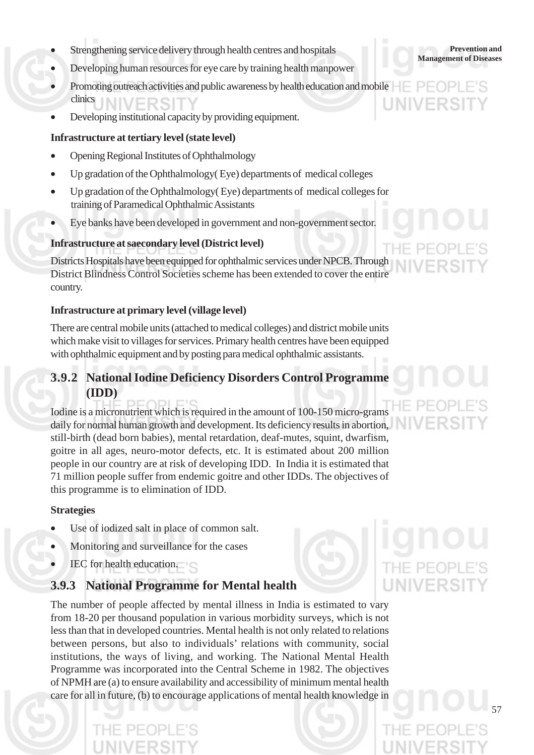- Strengthening service delivery through health centres and hospitals
- Developing human resources for eye care by training health manpower
- Promoting outreach activities and public awareness by health education and mobile clinics
- Developing institutional capacity by providing equipment.

**Infrastructure at tertiary level (state level)**

- Opening Regional Institutes of Ophthalmology
- Up gradation of the Ophthalmology( Eye) departments of medical colleges
- Up gradation of the Ophthalmology( Eye) departments of medical colleges for training of Paramedical Ophthalmic Assistants
- Eye banks have been developed in government and non-government sector.

**Infrastructure at saecondary level (District level)**

Districts Hospitals have been equipped for ophthalmic services under NPCB. Through District Blindness Control Societies scheme has been extended to cover the entire country.

**Infrastructure at primary level (village level)**

There are central mobile units (attached to medical colleges) and district mobile units which make visit to villages for services. Primary health centres have been equipped with ophthalmic equipment and by posting para medical ophthalmic assistants.

### 3.9.2 National Iodine Deficiency Disorders Control Programme (IDD)

Iodine is a micronutrient which is required in the amount of 100-150 micro-grams daily for normal human growth and development. Its deficiency results in abortion, still-birth (dead born babies), mental retardation, deaf-mutes, squint, dwarfism, goitre in all ages, neuro-motor defects, etc. It is estimated about 200 million people in our country are at risk of developing IDD. In India it is estimated that 71 million people suffer from endemic goitre and other IDDs. The objectives of this programme is to elimination of IDD.

**Strategies**

- Use of iodized salt in place of common salt.
- Monitoring and surveillance for the cases
- IEC for health education.

### 3.9.3 National Programme for Mental health

The number of people affected by mental illness in India is estimated to vary from 18-20 per thousand population in various morbidity surveys, which is not less than that in developed countries. Mental health is not only related to relations between persons, but also to individuals' relations with community, social institutions, the ways of living, and working. The National Mental Health Programme was incorporated into the Central Scheme in 1982. The objectives of NPMH are (a) to ensure availability and accessibility of minimum mental health care for all in future, (b) to encourage applications of mental health knowledge in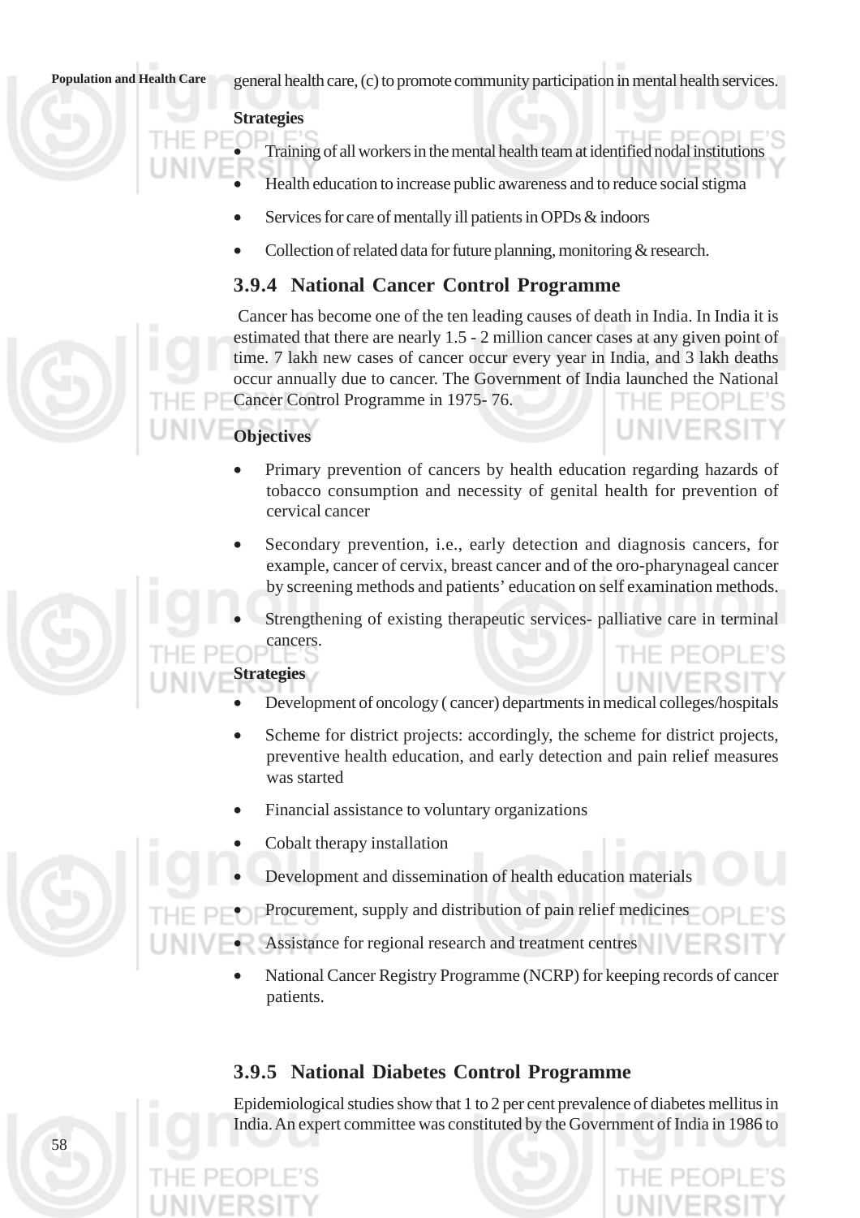general health care, (c) to promote community participation in mental health services.

**Strategies**

- Training of all workers in the mental health team at identified nodal institutions
- Health education to increase public awareness and to reduce social stigma
- Services for care of mentally ill patients in OPDs & indoors
- Collection of related data for future planning, monitoring & research.

### 3.9.4 National Cancer Control Programme

Cancer has become one of the ten leading causes of death in India. In India it is estimated that there are nearly 1.5 - 2 million cancer cases at any given point of time. 7 lakh new cases of cancer occur every year in India, and 3 lakh deaths occur annually due to cancer. The Government of India launched the National Cancer Control Programme in 1975- 76.

**Objectives**

- Primary prevention of cancers by health education regarding hazards of tobacco consumption and necessity of genital health for prevention of cervical cancer
- Secondary prevention, i.e., early detection and diagnosis cancers, for example, cancer of cervix, breast cancer and of the oro-pharynageal cancer by screening methods and patients' education on self examination methods.
- Strengthening of existing therapeutic services- palliative care in terminal cancers.

**Strategies**

- Development of oncology ( cancer) departments in medical colleges/hospitals
- Scheme for district projects: accordingly, the scheme for district projects, preventive health education, and early detection and pain relief measures was started
- Financial assistance to voluntary organizations
- Cobalt therapy installation
- Development and dissemination of health education materials
- Procurement, supply and distribution of pain relief medicines
- Assistance for regional research and treatment centres
- National Cancer Registry Programme (NCRP) for keeping records of cancer patients.

### 3.9.5 National Diabetes Control Programme

Epidemiological studies show that 1 to 2 per cent prevalence of diabetes mellitus in India. An expert committee was constituted by the Government of India in 1986 to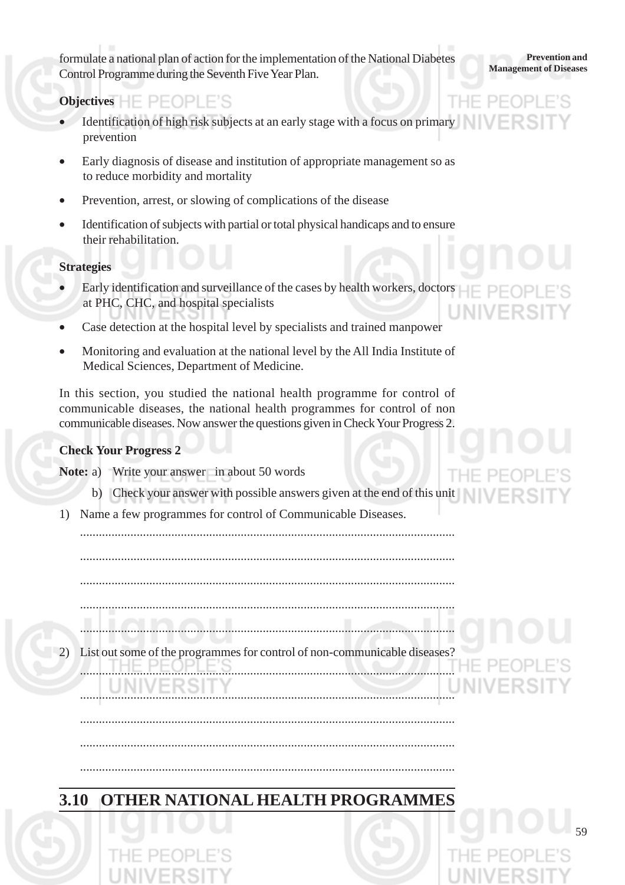formulate a national plan of action for the implementation of the National Diabetes Control Programme during the Seventh Five Year Plan.

**Objectives**

- Identification of high risk subjects at an early stage with a focus on primary prevention
- Early diagnosis of disease and institution of appropriate management so as to reduce morbidity and mortality
- Prevention, arrest, or slowing of complications of the disease
- Identification of subjects with partial or total physical handicaps and to ensure their rehabilitation.

**Strategies**

- Early identification and surveillance of the cases by health workers, doctors at PHC, CHC, and hospital specialists
- Case detection at the hospital level by specialists and trained manpower
- Monitoring and evaluation at the national level by the All India Institute of Medical Sciences, Department of Medicine.

In this section, you studied the national health programme for control of communicable diseases, the national health programmes for control of non communicable diseases. Now answer the questions given in Check Your Progress 2.

**Check Your Progress 2**

**Note:** a) Write your answer in about 50 words

b) Check your answer with possible answers given at the end of this unit

1) Name a few programmes for control of Communicable Diseases.

......................................................................................................................

......................................................................................................................

......................................................................................................................

......................................................................................................................

......................................................................................................................

2) List out some of the programmes for control of non-communicable diseases?

......................................................................................................................

......................................................................................................................

......................................................................................................................

......................................................................................................................

......................................................................................................................

## 3.10 OTHER NATIONAL HEALTH PROGRAMMES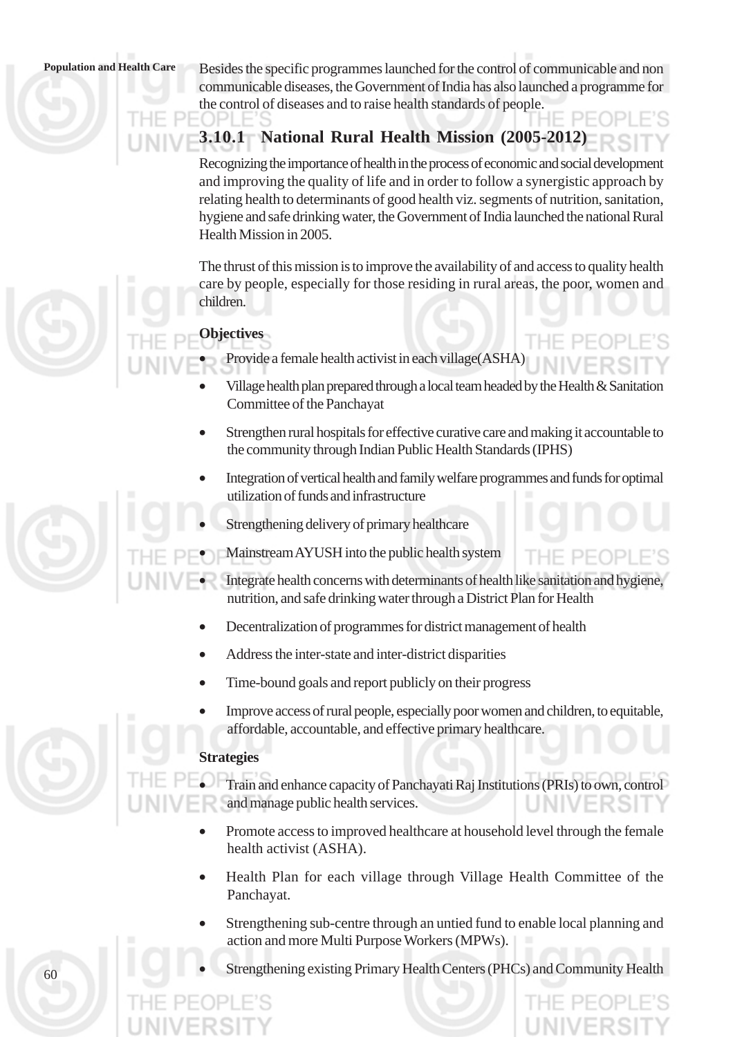Besides the specific programmes launched for the control of communicable and non communicable diseases, the Government of India has also launched a programme for the control of diseases and to raise health standards of people.

### 3.10.1 National Rural Health Mission (2005-2012)

Recognizing the importance of health in the process of economic and social development and improving the quality of life and in order to follow a synergistic approach by relating health to determinants of good health viz. segments of nutrition, sanitation, hygiene and safe drinking water, the Government of India launched the national Rural Health Mission in 2005.

The thrust of this mission is to improve the availability of and access to quality health care by people, especially for those residing in rural areas, the poor, women and children.

**Objectives**

- Provide a female health activist in each village(ASHA)
- Village health plan prepared through a local team headed by the Health & Sanitation Committee of the Panchayat
- Strengthen rural hospitals for effective curative care and making it accountable to the community through Indian Public Health Standards (IPHS)
- Integration of vertical health and family welfare programmes and funds for optimal utilization of funds and infrastructure
- Strengthening delivery of primary healthcare
- Mainstream AYUSH into the public health system
- Integrate health concerns with determinants of health like sanitation and hygiene, nutrition, and safe drinking water through a District Plan for Health
- Decentralization of programmes for district management of health
- Address the inter-state and inter-district disparities
- Time-bound goals and report publicly on their progress
- Improve access of rural people, especially poor women and children, to equitable, affordable, accountable, and effective primary healthcare.

**Strategies**

- Train and enhance capacity of Panchayati Raj Institutions (PRIs) to own, control and manage public health services.
- Promote access to improved healthcare at household level through the female health activist (ASHA).
- Health Plan for each village through Village Health Committee of the Panchayat.
- Strengthening sub-centre through an untied fund to enable local planning and action and more Multi Purpose Workers (MPWs).
- Strengthening existing Primary Health Centers (PHCs) and Community Health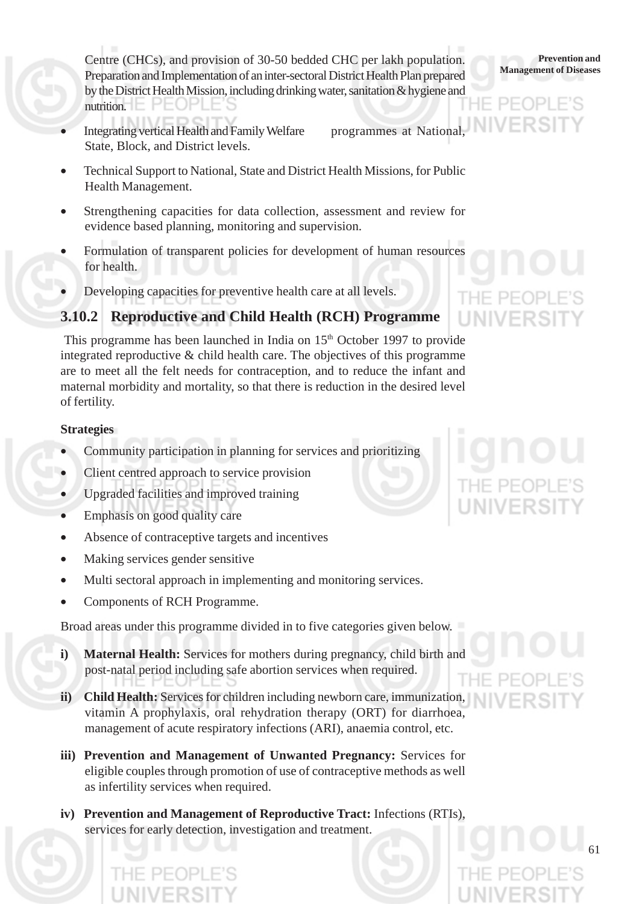Centre (CHCs), and provision of 30-50 bedded CHC per lakh population. Preparation and Implementation of an inter-sectoral District Health Plan prepared by the District Health Mission, including drinking water, sanitation & hygiene and nutrition.

- Integrating vertical Health and Family Welfare programmes at National, State, Block, and District levels.
- Technical Support to National, State and District Health Missions, for Public Health Management.
- Strengthening capacities for data collection, assessment and review for evidence based planning, monitoring and supervision.
- Formulation of transparent policies for development of human resources for health.
- Developing capacities for preventive health care at all levels.

### 3.10.2 Reproductive and Child Health (RCH) Programme

This programme has been launched in India on 15th October 1997 to provide integrated reproductive & child health care. The objectives of this programme are to meet all the felt needs for contraception, and to reduce the infant and maternal morbidity and mortality, so that there is reduction in the desired level of fertility.

**Strategies**

- Community participation in planning for services and prioritizing
- Client centred approach to service provision
- Upgraded facilities and improved training
- Emphasis on good quality care
- Absence of contraceptive targets and incentives
- Making services gender sensitive
- Multi sectoral approach in implementing and monitoring services.
- Components of RCH Programme.

Broad areas under this programme divided in to five categories given below.

i) **Maternal Health:** Services for mothers during pregnancy, child birth and post-natal period including safe abortion services when required.

ii) **Child Health:** Services for children including newborn care, immunization, vitamin A prophylaxis, oral rehydration therapy (ORT) for diarrhoea, management of acute respiratory infections (ARI), anaemia control, etc.

iii) **Prevention and Management of Unwanted Pregnancy:** Services for eligible couples through promotion of use of contraceptive methods as well as infertility services when required.

iv) **Prevention and Management of Reproductive Tract:** Infections (RTIs), services for early detection, investigation and treatment.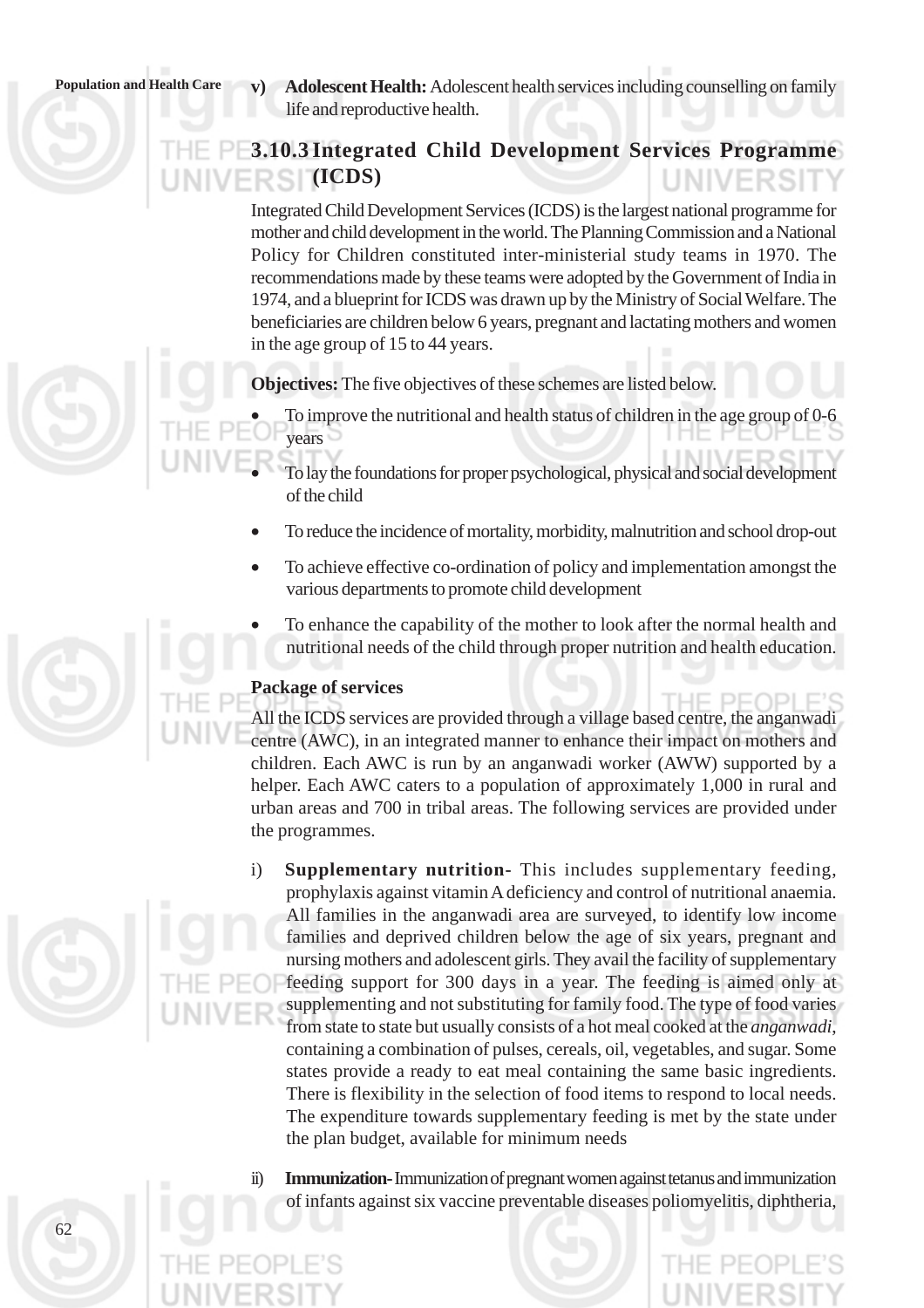v) **Adolescent Health:** Adolescent health services including counselling on family life and reproductive health.

### 3.10.3 Integrated Child Development Services Programme (ICDS)

Integrated Child Development Services (ICDS) is the largest national programme for mother and child development in the world. The Planning Commission and a National Policy for Children constituted inter-ministerial study teams in 1970. The recommendations made by these teams were adopted by the Government of India in 1974, and a blueprint for ICDS was drawn up by the Ministry of Social Welfare. The beneficiaries are children below 6 years, pregnant and lactating mothers and women in the age group of 15 to 44 years.

**Objectives:** The five objectives of these schemes are listed below.

- To improve the nutritional and health status of children in the age group of 0-6 years
- To lay the foundations for proper psychological, physical and social development of the child
- To reduce the incidence of mortality, morbidity, malnutrition and school drop-out
- To achieve effective co-ordination of policy and implementation amongst the various departments to promote child development
- To enhance the capability of the mother to look after the normal health and nutritional needs of the child through proper nutrition and health education.

**Package of services**

All the ICDS services are provided through a village based centre, the anganwadi centre (AWC), in an integrated manner to enhance their impact on mothers and children. Each AWC is run by an anganwadi worker (AWW) supported by a helper. Each AWC caters to a population of approximately 1,000 in rural and urban areas and 700 in tribal areas. The following services are provided under the programmes.

i) **Supplementary nutrition**- This includes supplementary feeding, prophylaxis against vitamin A deficiency and control of nutritional anaemia. All families in the anganwadi area are surveyed, to identify low income families and deprived children below the age of six years, pregnant and nursing mothers and adolescent girls. They avail the facility of supplementary feeding support for 300 days in a year. The feeding is aimed only at supplementing and not substituting for family food. The type of food varies from state to state but usually consists of a hot meal cooked at the *anganwadi*, containing a combination of pulses, cereals, oil, vegetables, and sugar. Some states provide a ready to eat meal containing the same basic ingredients. There is flexibility in the selection of food items to respond to local needs. The expenditure towards supplementary feeding is met by the state under the plan budget, available for minimum needs

ii) **Immunization**- Immunization of pregnant women against tetanus and immunization of infants against six vaccine preventable diseases poliomyelitis, diphtheria,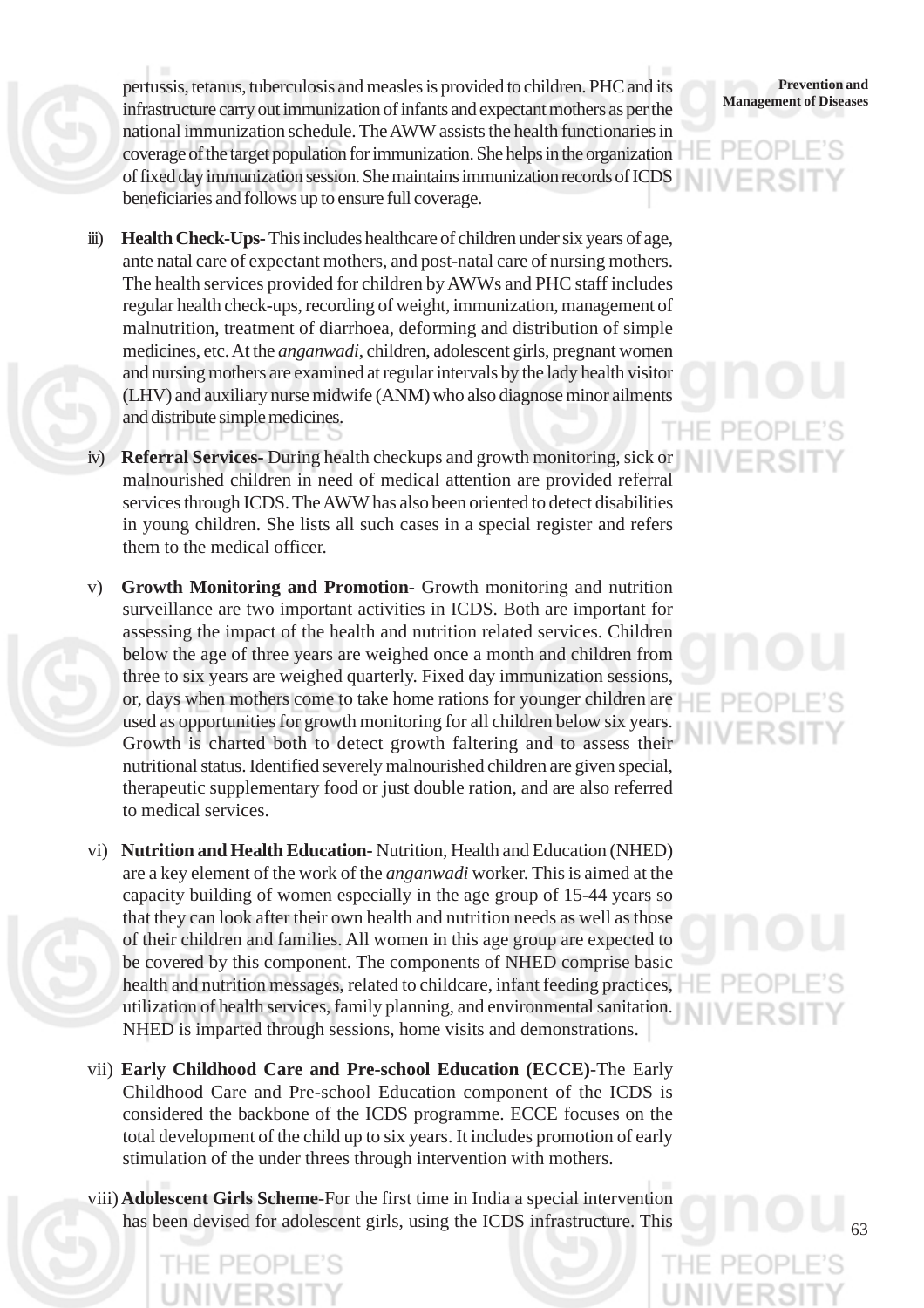pertussis, tetanus, tuberculosis and measles is provided to children. PHC and its infrastructure carry out immunization of infants and expectant mothers as per the national immunization schedule. The AWW assists the health functionaries in coverage of the target population for immunization. She helps in the organization of fixed day immunization session. She maintains immunization records of ICDS beneficiaries and follows up to ensure full coverage.

iii) **Health Check-Ups-** This includes healthcare of children under six years of age, ante natal care of expectant mothers, and post-natal care of nursing mothers. The health services provided for children by AWWs and PHC staff includes regular health check-ups, recording of weight, immunization, management of malnutrition, treatment of diarrhoea, deforming and distribution of simple medicines, etc. At the *anganwadi*, children, adolescent girls, pregnant women and nursing mothers are examined at regular intervals by the lady health visitor (LHV) and auxiliary nurse midwife (ANM) who also diagnose minor ailments and distribute simple medicines.

iv) **Referral Services-** During health checkups and growth monitoring, sick or malnourished children in need of medical attention are provided referral services through ICDS. The AWW has also been oriented to detect disabilities in young children. She lists all such cases in a special register and refers them to the medical officer.

v) **Growth Monitoring and Promotion-** Growth monitoring and nutrition surveillance are two important activities in ICDS. Both are important for assessing the impact of the health and nutrition related services. Children below the age of three years are weighed once a month and children from three to six years are weighed quarterly. Fixed day immunization sessions, or, days when mothers come to take home rations for younger children are used as opportunities for growth monitoring for all children below six years. Growth is charted both to detect growth faltering and to assess their nutritional status. Identified severely malnourished children are given special, therapeutic supplementary food or just double ration, and are also referred to medical services.

vi) **Nutrition and Health Education-** Nutrition, Health and Education (NHED) are a key element of the work of the *anganwadi* worker. This is aimed at the capacity building of women especially in the age group of 15-44 years so that they can look after their own health and nutrition needs as well as those of their children and families. All women in this age group are expected to be covered by this component. The components of NHED comprise basic health and nutrition messages, related to childcare, infant feeding practices, utilization of health services, family planning, and environmental sanitation. NHED is imparted through sessions, home visits and demonstrations.

vii) **Early Childhood Care and Pre-school Education (ECCE)-**The Early Childhood Care and Pre-school Education component of the ICDS is considered the backbone of the ICDS programme. ECCE focuses on the total development of the child up to six years. It includes promotion of early stimulation of the under threes through intervention with mothers.

viii) **Adolescent Girls Scheme**-For the first time in India a special intervention has been devised for adolescent girls, using the ICDS infrastructure. This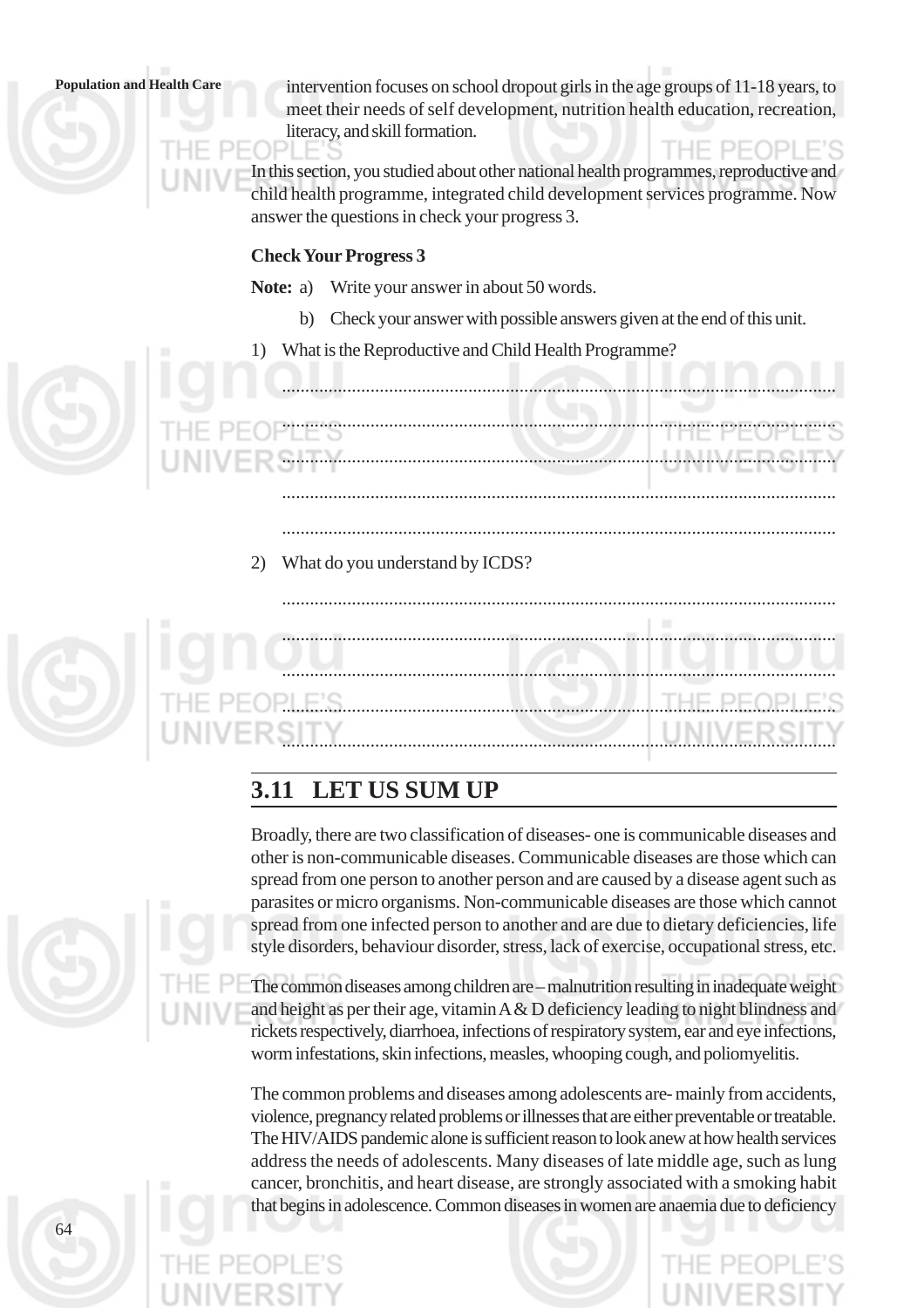intervention focuses on school dropout girls in the age groups of 11-18 years, to meet their needs of self development, nutrition health education, recreation, literacy, and skill formation.

In this section, you studied about other national health programmes, reproductive and child health programme, integrated child development services programme. Now answer the questions in check your progress 3.

**Check Your Progress 3**

**Note:** a) Write your answer in about 50 words.

b) Check your answer with possible answers given at the end of this unit.

1) What is the Reproductive and Child Health Programme?

......................................................................................................................

......................................................................................................................

......................................................................................................................

......................................................................................................................

......................................................................................................................

2) What do you understand by ICDS?

......................................................................................................................

......................................................................................................................

......................................................................................................................

......................................................................................................................

......................................................................................................................

## 3.11 LET US SUM UP

Broadly, there are two classification of diseases- one is communicable diseases and other is non-communicable diseases. Communicable diseases are those which can spread from one person to another person and are caused by a disease agent such as parasites or micro organisms. Non-communicable diseases are those which cannot spread from one infected person to another and are due to dietary deficiencies, life style disorders, behaviour disorder, stress, lack of exercise, occupational stress, etc.

The common diseases among children are – malnutrition resulting in inadequate weight and height as per their age, vitamin A & D deficiency leading to night blindness and rickets respectively, diarrhoea, infections of respiratory system, ear and eye infections, worm infestations, skin infections, measles, whooping cough, and poliomyelitis.

The common problems and diseases among adolescents are- mainly from accidents, violence, pregnancy related problems or illnesses that are either preventable or treatable. The HIV/AIDS pandemic alone is sufficient reason to look anew at how health services address the needs of adolescents. Many diseases of late middle age, such as lung cancer, bronchitis, and heart disease, are strongly associated with a smoking habit that begins in adolescence. Common diseases in women are anaemia due to deficiency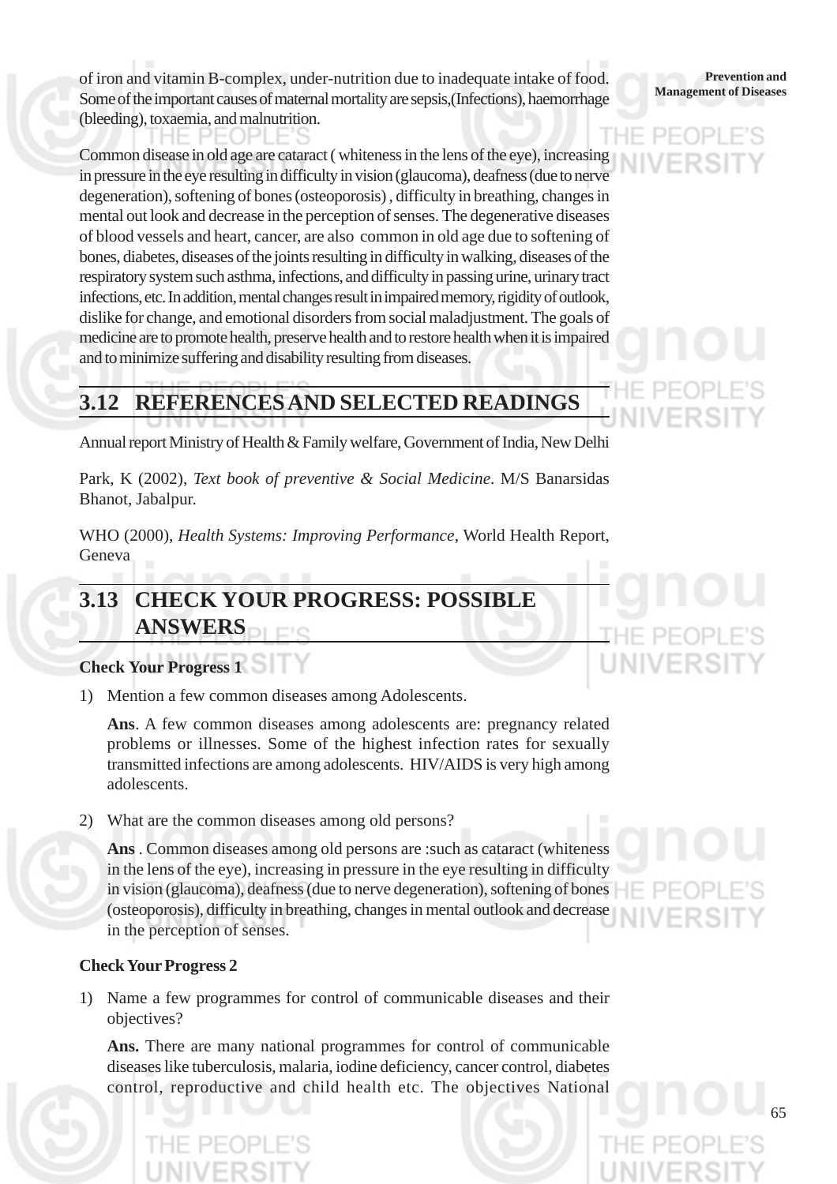of iron and vitamin B-complex, under-nutrition due to inadequate intake of food. Some of the important causes of maternal mortality are sepsis,(Infections), haemorrhage (bleeding), toxaemia, and malnutrition.

Common disease in old age are cataract ( whiteness in the lens of the eye), increasing in pressure in the eye resulting in difficulty in vision (glaucoma), deafness (due to nerve degeneration), softening of bones (osteoporosis) , difficulty in breathing, changes in mental out look and decrease in the perception of senses. The degenerative diseases of blood vessels and heart, cancer, are also common in old age due to softening of bones, diabetes, diseases of the joints resulting in difficulty in walking, diseases of the respiratory system such asthma, infections, and difficulty in passing urine, urinary tract infections, etc. In addition, mental changes result in impaired memory, rigidity of outlook, dislike for change, and emotional disorders from social maladjustment. The goals of medicine are to promote health, preserve health and to restore health when it is impaired and to minimize suffering and disability resulting from diseases.

## 3.12 REFERENCES AND SELECTED READINGS

Annual report Ministry of Health & Family welfare, Government of India, New Delhi

Park, K (2002), *Text book of preventive & Social Medicine*. M/S Banarsidas Bhanot, Jabalpur.

WHO (2000), *Health Systems: Improving Performance*, World Health Report, Geneva

## 3.13 CHECK YOUR PROGRESS: POSSIBLE ANSWERS

**Check Your Progress 1**

1) Mention a few common diseases among Adolescents.

   **Ans**. A few common diseases among adolescents are: pregnancy related problems or illnesses. Some of the highest infection rates for sexually transmitted infections are among adolescents. HIV/AIDS is very high among adolescents.

2) What are the common diseases among old persons?

   **Ans** . Common diseases among old persons are :such as cataract (whiteness in the lens of the eye), increasing in pressure in the eye resulting in difficulty in vision (glaucoma), deafness (due to nerve degeneration), softening of bones (osteoporosis), difficulty in breathing, changes in mental outlook and decrease in the perception of senses.

**Check Your Progress 2**

1) Name a few programmes for control of communicable diseases and their objectives?

   **Ans.** There are many national programmes for control of communicable diseases like tuberculosis, malaria, iodine deficiency, cancer control, diabetes control, reproductive and child health etc. The objectives National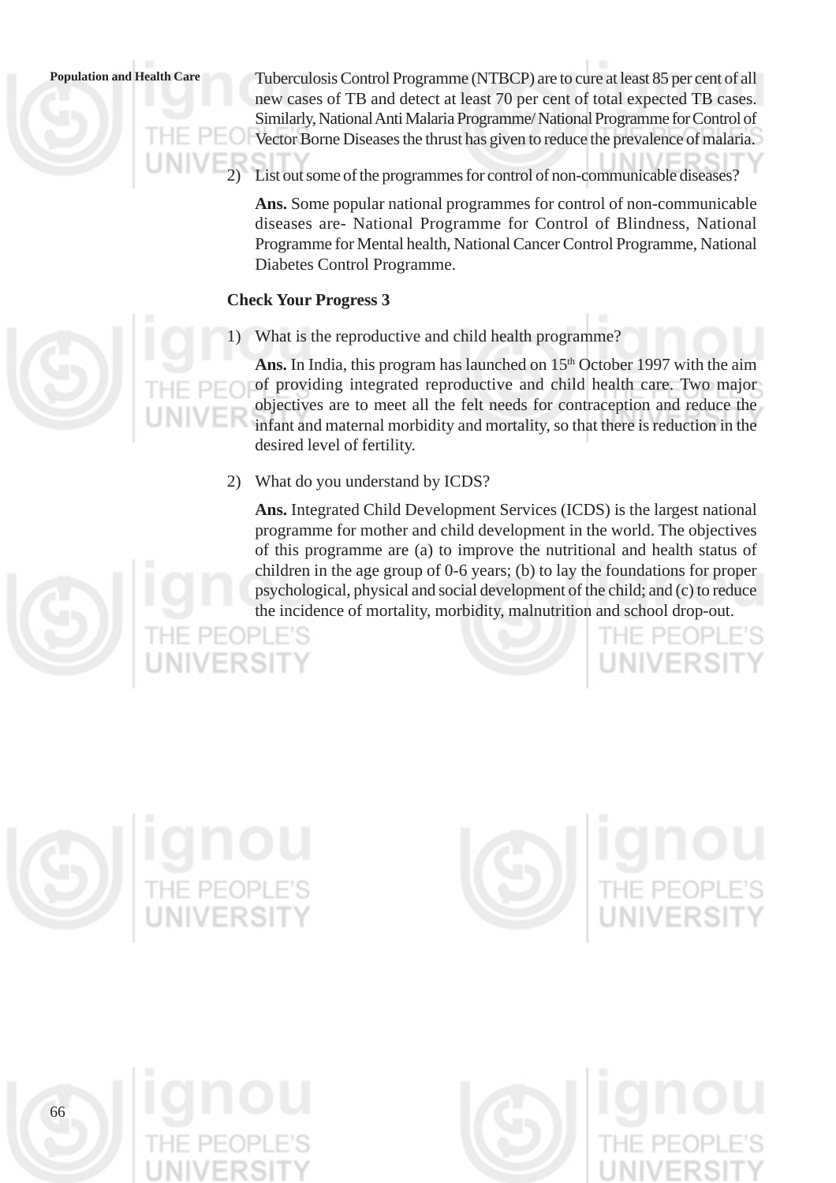Tuberculosis Control Programme (NTBCP) are to cure at least 85 per cent of all new cases of TB and detect at least 70 per cent of total expected TB cases. Similarly, National Anti Malaria Programme/ National Programme for Control of Vector Borne Diseases the thrust has given to reduce the prevalence of malaria.

2) List out some of the programmes for control of non-communicable diseases?

**Ans.** Some popular national programmes for control of non-communicable diseases are- National Programme for Control of Blindness, National Programme for Mental health, National Cancer Control Programme, National Diabetes Control Programme.

**Check Your Progress 3**

1) What is the reproductive and child health programme?

**Ans.** In India, this program has launched on 15th October 1997 with the aim of providing integrated reproductive and child health care. Two major objectives are to meet all the felt needs for contraception and reduce the infant and maternal morbidity and mortality, so that there is reduction in the desired level of fertility.

2) What do you understand by ICDS?

**Ans.** Integrated Child Development Services (ICDS) is the largest national programme for mother and child development in the world. The objectives of this programme are (a) to improve the nutritional and health status of children in the age group of 0-6 years; (b) to lay the foundations for proper psychological, physical and social development of the child; and (c) to reduce the incidence of mortality, morbidity, malnutrition and school drop-out.